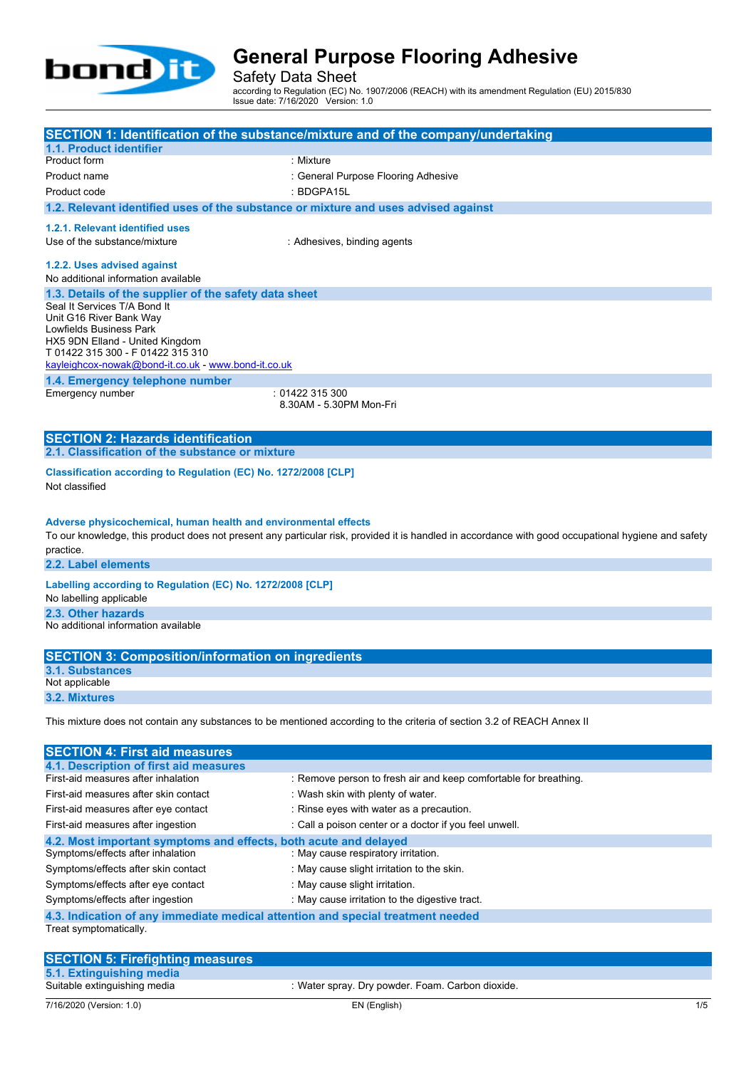# General Purpose Flooring Adhesive

Safety Data Sheet

according to Regulation (EC) No. 1907/2006 (REACH) with its amendment Regulation (EU) 2015/830
Issue date: 7/16/2020 Version: 1.0

## SECTION 1: Identification of the substance/mixture and of the company/undertaking

### 1.1. Product identifier

| | |
|---|---|
| Product form | : Mixture |
| Product name | : General Purpose Flooring Adhesive |
| Product code | : BDGPA15L |

### 1.2. Relevant identified uses of the substance or mixture and uses advised against

#### 1.2.1. Relevant identified uses

| | |
|---|---|
| Use of the substance/mixture | : Adhesives, binding agents |

#### 1.2.2. Uses advised against

No additional information available

### 1.3. Details of the supplier of the safety data sheet

Seal It Services T/A Bond It
Unit G16 River Bank Way
Lowfields Business Park
HX5 9DN Elland - United Kingdom
T 01422 315 300 - F 01422 315 310
kayleighcox-nowak@bond-it.co.uk - www.bond-it.co.uk

### 1.4. Emergency telephone number

| | |
|---|---|
| Emergency number | : 01422 315 300<br>8.30AM - 5.30PM Mon-Fri |

## SECTION 2: Hazards identification

### 2.1. Classification of the substance or mixture

**Classification according to Regulation (EC) No. 1272/2008 [CLP]**

Not classified

**Adverse physicochemical, human health and environmental effects**

To our knowledge, this product does not present any particular risk, provided it is handled in accordance with good occupational hygiene and safety practice.

### 2.2. Label elements

**Labelling according to Regulation (EC) No. 1272/2008 [CLP]**

No labelling applicable

### 2.3. Other hazards

No additional information available

## SECTION 3: Composition/information on ingredients

### 3.1. Substances

Not applicable

### 3.2. Mixtures

This mixture does not contain any substances to be mentioned according to the criteria of section 3.2 of REACH Annex II

## SECTION 4: First aid measures

### 4.1. Description of first aid measures

| | |
|---|---|
| First-aid measures after inhalation | : Remove person to fresh air and keep comfortable for breathing. |
| First-aid measures after skin contact | : Wash skin with plenty of water. |
| First-aid measures after eye contact | : Rinse eyes with water as a precaution. |
| First-aid measures after ingestion | : Call a poison center or a doctor if you feel unwell. |

### 4.2. Most important symptoms and effects, both acute and delayed

| | |
|---|---|
| Symptoms/effects after inhalation | : May cause respiratory irritation. |
| Symptoms/effects after skin contact | : May cause slight irritation to the skin. |
| Symptoms/effects after eye contact | : May cause slight irritation. |
| Symptoms/effects after ingestion | : May cause irritation to the digestive tract. |

### 4.3. Indication of any immediate medical attention and special treatment needed

Treat symptomatically.

## SECTION 5: Firefighting measures

### 5.1. Extinguishing media

| | |
|---|---|
| Suitable extinguishing media | : Water spray. Dry powder. Foam. Carbon dioxide. |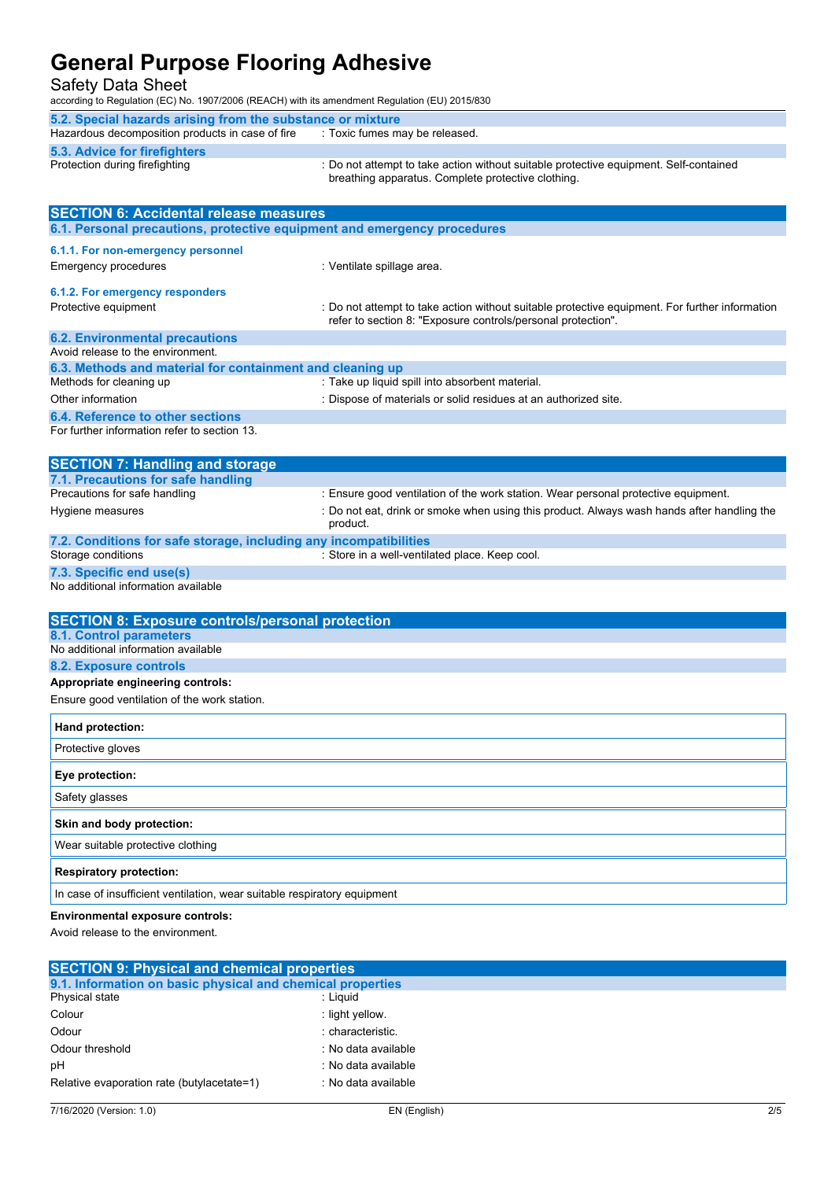### 5.2. Special hazards arising from the substance or mixture

| | |
|---|---|
| Hazardous decomposition products in case of fire | : Toxic fumes may be released. |

### 5.3. Advice for firefighters

| | |
|---|---|
| Protection during firefighting | : Do not attempt to take action without suitable protective equipment. Self-contained breathing apparatus. Complete protective clothing. |

## SECTION 6: Accidental release measures

### 6.1. Personal precautions, protective equipment and emergency procedures

#### 6.1.1. For non-emergency personnel

| | |
|---|---|
| Emergency procedures | : Ventilate spillage area. |

#### 6.1.2. For emergency responders

| | |
|---|---|
| Protective equipment | : Do not attempt to take action without suitable protective equipment. For further information refer to section 8: "Exposure controls/personal protection". |

### 6.2. Environmental precautions

Avoid release to the environment.

### 6.3. Methods and material for containment and cleaning up

| | |
|---|---|
| Methods for cleaning up | : Take up liquid spill into absorbent material. |
| Other information | : Dispose of materials or solid residues at an authorized site. |

### 6.4. Reference to other sections

For further information refer to section 13.

## SECTION 7: Handling and storage

### 7.1. Precautions for safe handling

| | |
|---|---|
| Precautions for safe handling | : Ensure good ventilation of the work station. Wear personal protective equipment. |
| Hygiene measures | : Do not eat, drink or smoke when using this product. Always wash hands after handling the product. |

### 7.2. Conditions for safe storage, including any incompatibilities

| | |
|---|---|
| Storage conditions | : Store in a well-ventilated place. Keep cool. |

### 7.3. Specific end use(s)

No additional information available

## SECTION 8: Exposure controls/personal protection

### 8.1. Control parameters

No additional information available

### 8.2. Exposure controls

**Appropriate engineering controls:**

Ensure good ventilation of the work station.

| **Hand protection:** |
|---|
| Protective gloves |

| **Eye protection:** |
|---|
| Safety glasses |

| **Skin and body protection:** |
|---|
| Wear suitable protective clothing |

| **Respiratory protection:** |
|---|
| In case of insufficient ventilation, wear suitable respiratory equipment |

**Environmental exposure controls:**

Avoid release to the environment.

## SECTION 9: Physical and chemical properties

### 9.1. Information on basic physical and chemical properties

| | |
|---|---|
| Physical state | : Liquid |
| Colour | : light yellow. |
| Odour | : characteristic. |
| Odour threshold | : No data available |
| pH | : No data available |
| Relative evaporation rate (butylacetate=1) | : No data available |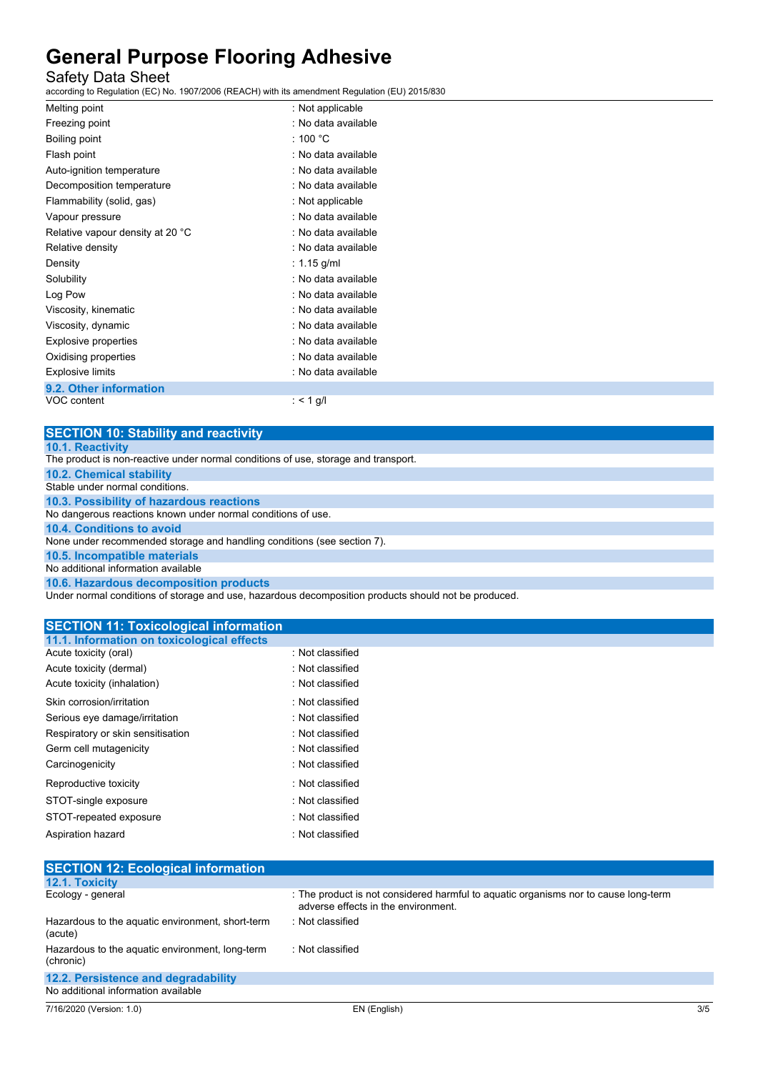| Property | Value |
|---|---|
| Melting point | : Not applicable |
| Freezing point | : No data available |
| Boiling point | : 100 °C |
| Flash point | : No data available |
| Auto-ignition temperature | : No data available |
| Decomposition temperature | : No data available |
| Flammability (solid, gas) | : Not applicable |
| Vapour pressure | : No data available |
| Relative vapour density at 20 °C | : No data available |
| Relative density | : No data available |
| Density | : 1.15 g/ml |
| Solubility | : No data available |
| Log Pow | : No data available |
| Viscosity, kinematic | : No data available |
| Viscosity, dynamic | : No data available |
| Explosive properties | : No data available |
| Oxidising properties | : No data available |
| Explosive limits | : No data available |

### 9.2. Other information

| Property | Value |
|---|---|
| VOC content | : < 1 g/l |

## SECTION 10: Stability and reactivity

### 10.1. Reactivity

The product is non-reactive under normal conditions of use, storage and transport.

### 10.2. Chemical stability

Stable under normal conditions.

### 10.3. Possibility of hazardous reactions

No dangerous reactions known under normal conditions of use.

### 10.4. Conditions to avoid

None under recommended storage and handling conditions (see section 7).

### 10.5. Incompatible materials

No additional information available

### 10.6. Hazardous decomposition products

Under normal conditions of storage and use, hazardous decomposition products should not be produced.

## SECTION 11: Toxicological information

### 11.1. Information on toxicological effects

| Effect | Classification |
|---|---|
| Acute toxicity (oral) | : Not classified |
| Acute toxicity (dermal) | : Not classified |
| Acute toxicity (inhalation) | : Not classified |
| Skin corrosion/irritation | : Not classified |
| Serious eye damage/irritation | : Not classified |
| Respiratory or skin sensitisation | : Not classified |
| Germ cell mutagenicity | : Not classified |
| Carcinogenicity | : Not classified |
| Reproductive toxicity | : Not classified |
| STOT-single exposure | : Not classified |
| STOT-repeated exposure | : Not classified |
| Aspiration hazard | : Not classified |

## SECTION 12: Ecological information

### 12.1. Toxicity

| Item | Information |
|---|---|
| Ecology - general | : The product is not considered harmful to aquatic organisms nor to cause long-term adverse effects in the environment. |
| Hazardous to the aquatic environment, short-term (acute) | : Not classified |
| Hazardous to the aquatic environment, long-term (chronic) | : Not classified |

### 12.2. Persistence and degradability

No additional information available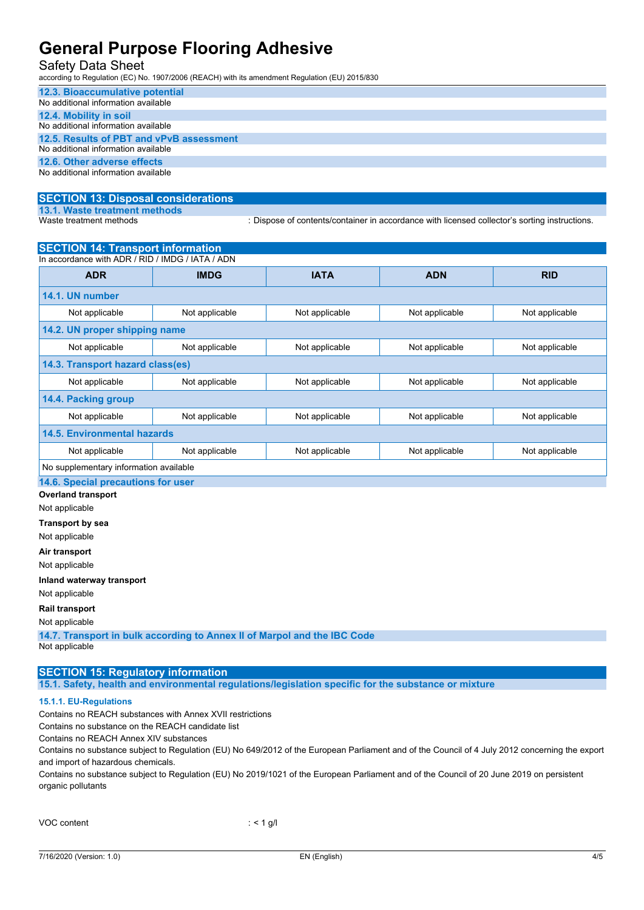#### 12.3. Bioaccumulative potential

No additional information available

#### 12.4. Mobility in soil

No additional information available

#### 12.5. Results of PBT and vPvB assessment

No additional information available

#### 12.6. Other adverse effects

No additional information available

## SECTION 13: Disposal considerations

#### 13.1. Waste treatment methods

Waste treatment methods : Dispose of contents/container in accordance with licensed collector's sorting instructions.

## SECTION 14: Transport information

In accordance with ADR / RID / IMDG / IATA / ADN

| ADR | IMDG | IATA | ADN | RID |
|---|---|---|---|---|
| **14.1. UN number** | | | | |
| Not applicable | Not applicable | Not applicable | Not applicable | Not applicable |
| **14.2. UN proper shipping name** | | | | |
| Not applicable | Not applicable | Not applicable | Not applicable | Not applicable |
| **14.3. Transport hazard class(es)** | | | | |
| Not applicable | Not applicable | Not applicable | Not applicable | Not applicable |
| **14.4. Packing group** | | | | |
| Not applicable | Not applicable | Not applicable | Not applicable | Not applicable |
| **14.5. Environmental hazards** | | | | |
| Not applicable | Not applicable | Not applicable | Not applicable | Not applicable |
| No supplementary information available | | | | |

#### 14.6. Special precautions for user

**Overland transport**

Not applicable

**Transport by sea**

Not applicable

**Air transport**

Not applicable

**Inland waterway transport**

Not applicable

**Rail transport**

Not applicable

#### 14.7. Transport in bulk according to Annex II of Marpol and the IBC Code

Not applicable

## SECTION 15: Regulatory information

#### 15.1. Safety, health and environmental regulations/legislation specific for the substance or mixture

##### 15.1.1. EU-Regulations

Contains no REACH substances with Annex XVII restrictions

Contains no substance on the REACH candidate list

Contains no REACH Annex XIV substances

Contains no substance subject to Regulation (EU) No 649/2012 of the European Parliament and of the Council of 4 July 2012 concerning the export and import of hazardous chemicals.

Contains no substance subject to Regulation (EU) No 2019/1021 of the European Parliament and of the Council of 20 June 2019 on persistent organic pollutants

VOC content : < 1 g/l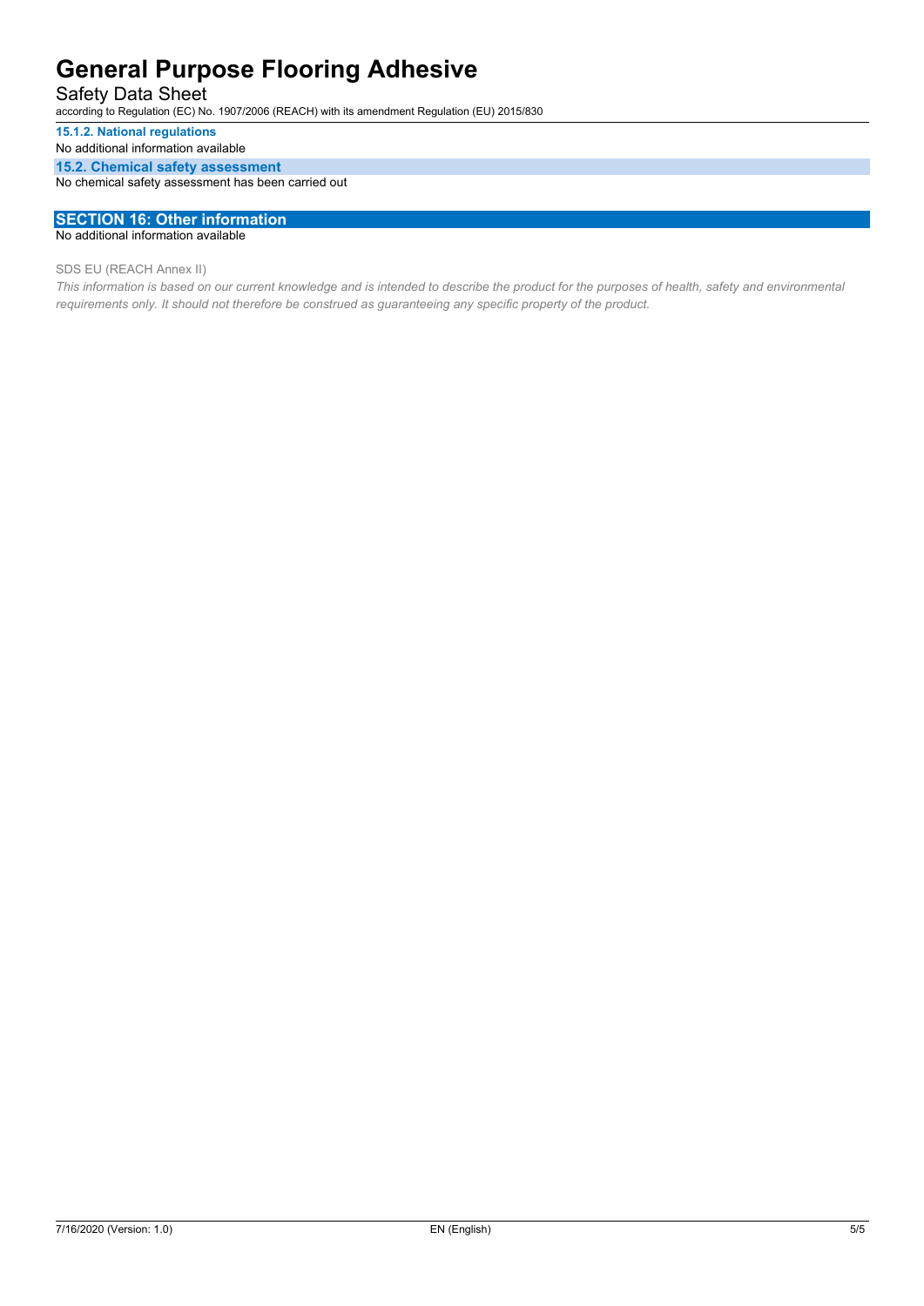#### 15.1.2. National regulations

No additional information available

### 15.2. Chemical safety assessment

No chemical safety assessment has been carried out

## SECTION 16: Other information

No additional information available

SDS EU (REACH Annex II)

*This information is based on our current knowledge and is intended to describe the product for the purposes of health, safety and environmental requirements only. It should not therefore be construed as guaranteeing any specific property of the product.*